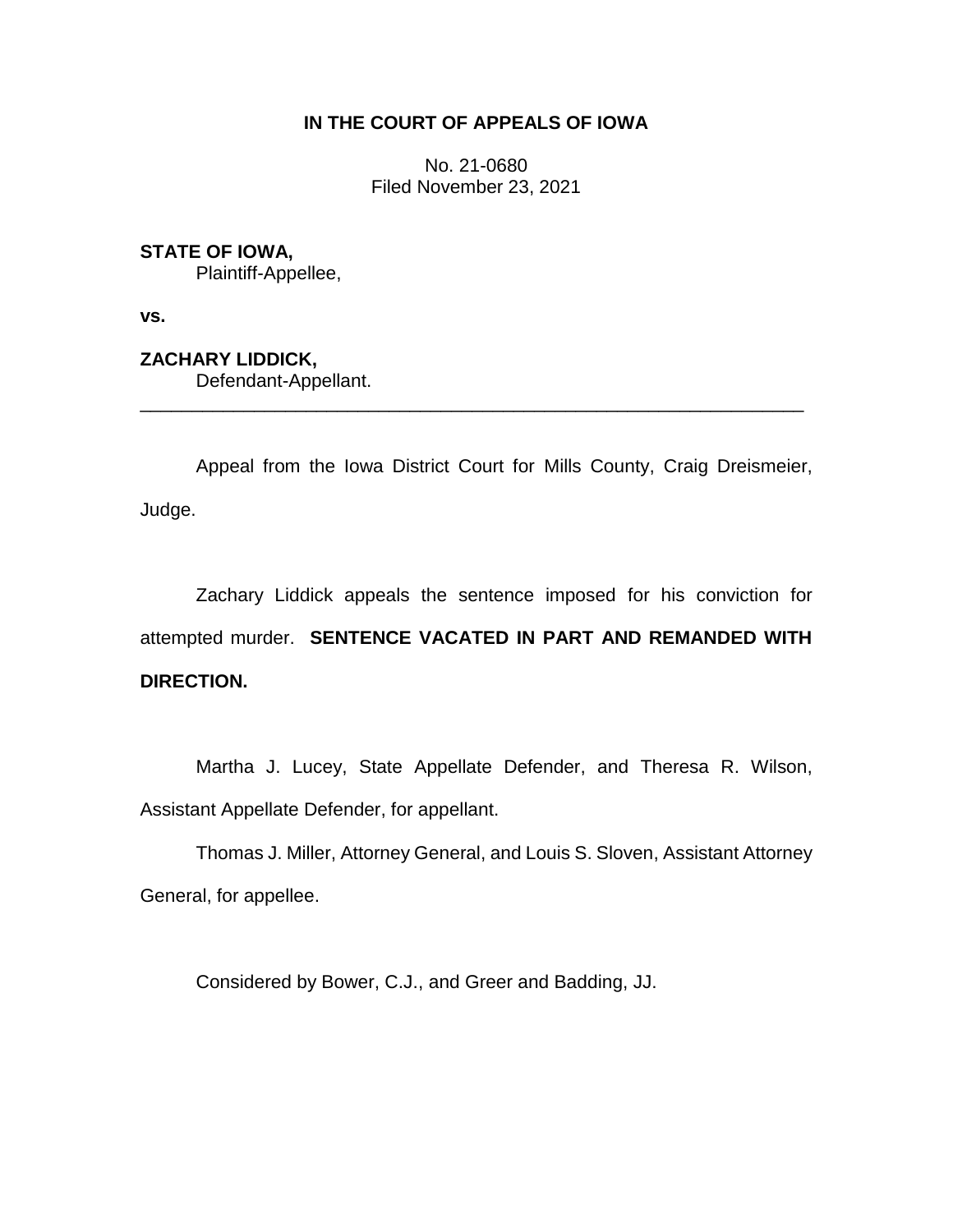**IN THE COURT OF APPEALS OF IOWA**

No. 21-0680
Filed November 23, 2021

**STATE OF IOWA,**
Plaintiff-Appellee,

**vs.**

**ZACHARY LIDDICK,**
Defendant-Appellant.

---

Appeal from the Iowa District Court for Mills County, Craig Dreismeier, Judge.

Zachary Liddick appeals the sentence imposed for his conviction for attempted murder. **SENTENCE VACATED IN PART AND REMANDED WITH DIRECTION.**

Martha J. Lucey, State Appellate Defender, and Theresa R. Wilson, Assistant Appellate Defender, for appellant.

Thomas J. Miller, Attorney General, and Louis S. Sloven, Assistant Attorney General, for appellee.

Considered by Bower, C.J., and Greer and Badding, JJ.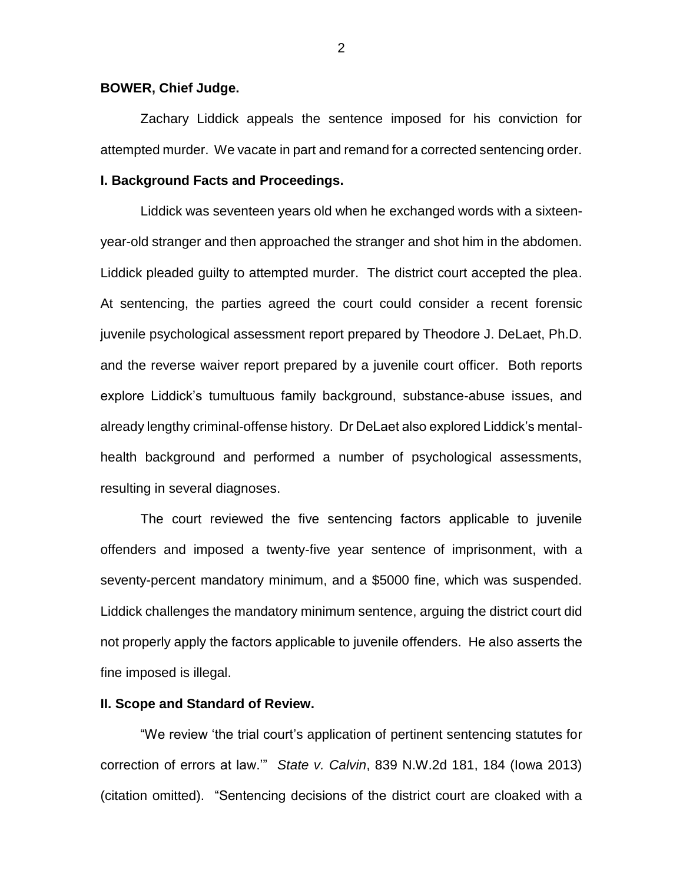**BOWER, Chief Judge.**

Zachary Liddick appeals the sentence imposed for his conviction for attempted murder. We vacate in part and remand for a corrected sentencing order.

**I. Background Facts and Proceedings.**

Liddick was seventeen years old when he exchanged words with a sixteen-year-old stranger and then approached the stranger and shot him in the abdomen. Liddick pleaded guilty to attempted murder. The district court accepted the plea. At sentencing, the parties agreed the court could consider a recent forensic juvenile psychological assessment report prepared by Theodore J. DeLaet, Ph.D. and the reverse waiver report prepared by a juvenile court officer. Both reports explore Liddick's tumultuous family background, substance-abuse issues, and already lengthy criminal-offense history. Dr DeLaet also explored Liddick's mental-health background and performed a number of psychological assessments, resulting in several diagnoses.

The court reviewed the five sentencing factors applicable to juvenile offenders and imposed a twenty-five year sentence of imprisonment, with a seventy-percent mandatory minimum, and a $5000 fine, which was suspended. Liddick challenges the mandatory minimum sentence, arguing the district court did not properly apply the factors applicable to juvenile offenders. He also asserts the fine imposed is illegal.

**II. Scope and Standard of Review.**

"We review 'the trial court's application of pertinent sentencing statutes for correction of errors at law.'" *State v. Calvin*, 839 N.W.2d 181, 184 (Iowa 2013) (citation omitted). "Sentencing decisions of the district court are cloaked with a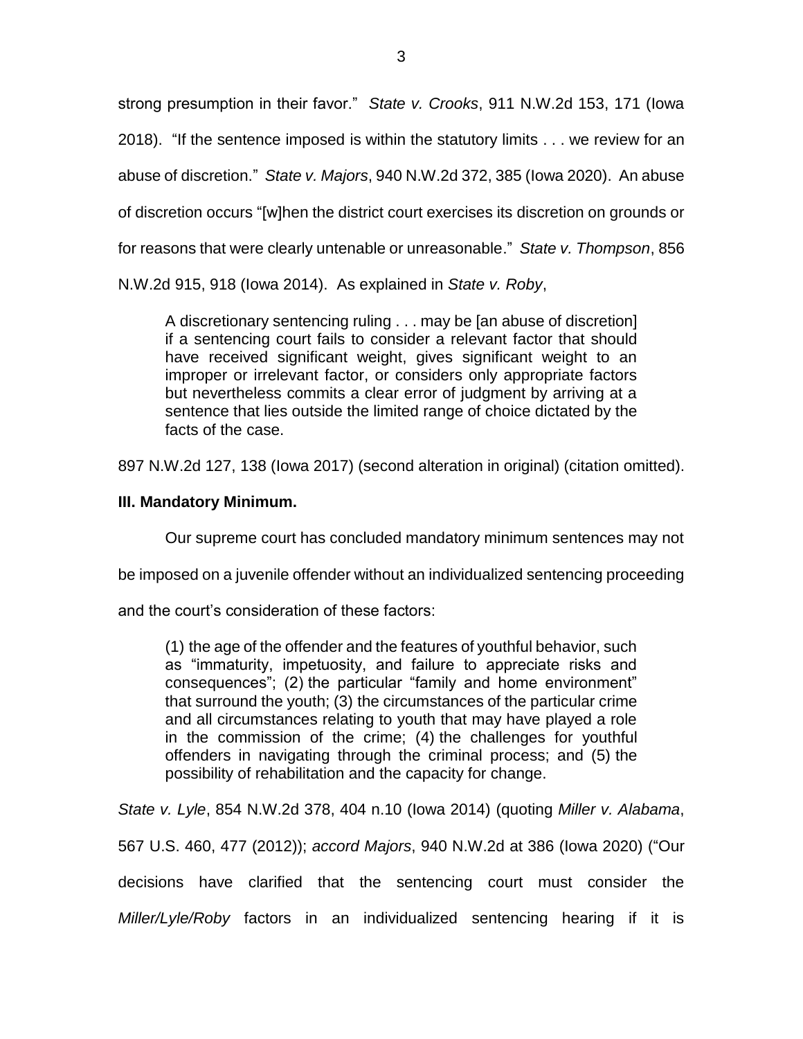strong presumption in their favor." *State v. Crooks*, 911 N.W.2d 153, 171 (Iowa 2018). "If the sentence imposed is within the statutory limits . . . we review for an abuse of discretion." *State v. Majors*, 940 N.W.2d 372, 385 (Iowa 2020). An abuse of discretion occurs "[w]hen the district court exercises its discretion on grounds or for reasons that were clearly untenable or unreasonable." *State v. Thompson*, 856 N.W.2d 915, 918 (Iowa 2014). As explained in *State v. Roby*,

> A discretionary sentencing ruling . . . may be [an abuse of discretion] if a sentencing court fails to consider a relevant factor that should have received significant weight, gives significant weight to an improper or irrelevant factor, or considers only appropriate factors but nevertheless commits a clear error of judgment by arriving at a sentence that lies outside the limited range of choice dictated by the facts of the case.

897 N.W.2d 127, 138 (Iowa 2017) (second alteration in original) (citation omitted).

## III. Mandatory Minimum.

Our supreme court has concluded mandatory minimum sentences may not be imposed on a juvenile offender without an individualized sentencing proceeding and the court's consideration of these factors:

> (1) the age of the offender and the features of youthful behavior, such as "immaturity, impetuosity, and failure to appreciate risks and consequences"; (2) the particular "family and home environment" that surround the youth; (3) the circumstances of the particular crime and all circumstances relating to youth that may have played a role in the commission of the crime; (4) the challenges for youthful offenders in navigating through the criminal process; and (5) the possibility of rehabilitation and the capacity for change.

*State v. Lyle*, 854 N.W.2d 378, 404 n.10 (Iowa 2014) (quoting *Miller v. Alabama*, 567 U.S. 460, 477 (2012)); *accord Majors*, 940 N.W.2d at 386 (Iowa 2020) ("Our decisions have clarified that the sentencing court must consider the *Miller/Lyle/Roby* factors in an individualized sentencing hearing if it is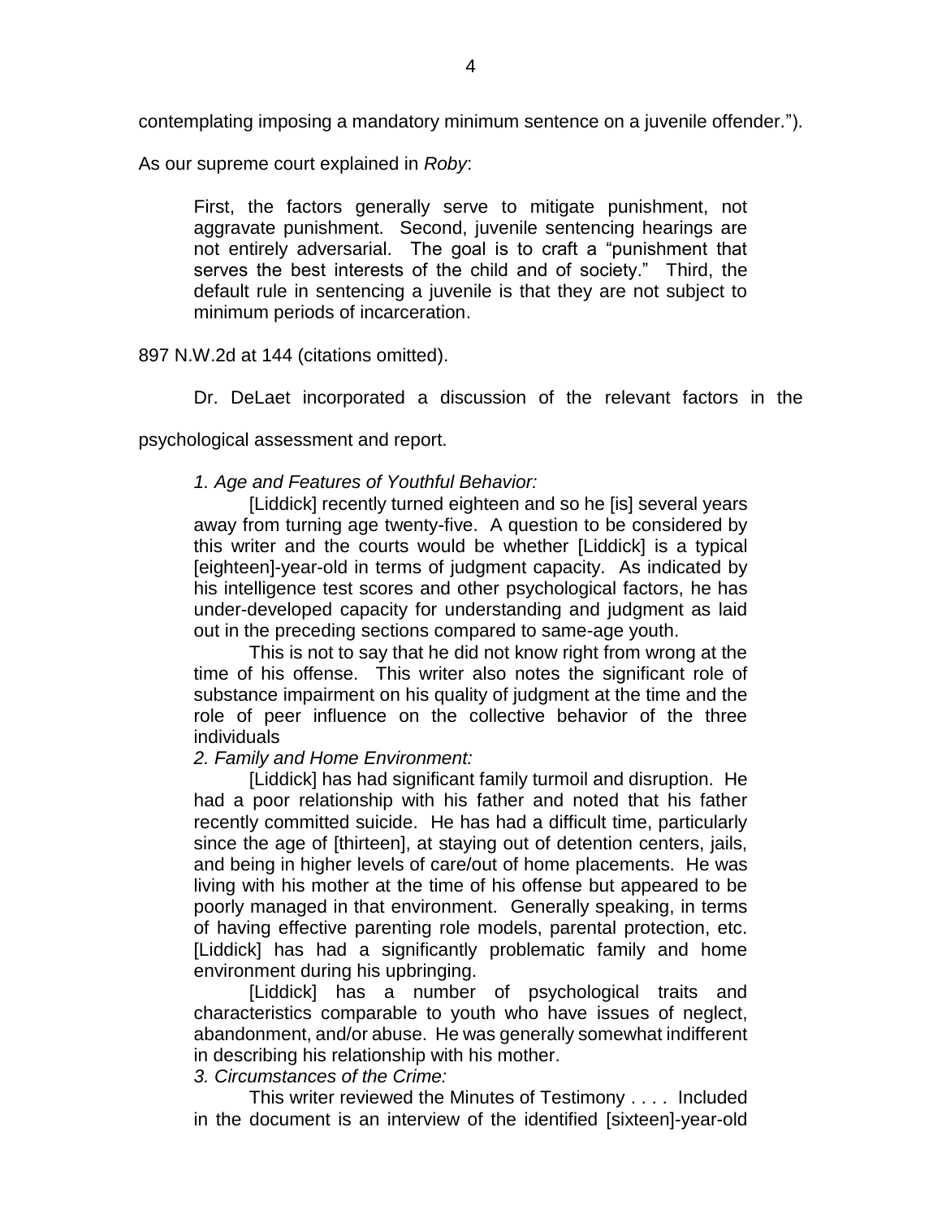contemplating imposing a mandatory minimum sentence on a juvenile offender.").

As our supreme court explained in *Roby*:

> First, the factors generally serve to mitigate punishment, not aggravate punishment. Second, juvenile sentencing hearings are not entirely adversarial. The goal is to craft a "punishment that serves the best interests of the child and of society." Third, the default rule in sentencing a juvenile is that they are not subject to minimum periods of incarceration.

897 N.W.2d at 144 (citations omitted).

Dr. DeLaet incorporated a discussion of the relevant factors in the psychological assessment and report.

> *1. Age and Features of Youthful Behavior:*
>
> [Liddick] recently turned eighteen and so he [is] several years away from turning age twenty-five. A question to be considered by this writer and the courts would be whether [Liddick] is a typical [eighteen]-year-old in terms of judgment capacity. As indicated by his intelligence test scores and other psychological factors, he has under-developed capacity for understanding and judgment as laid out in the preceding sections compared to same-age youth.
>
> This is not to say that he did not know right from wrong at the time of his offense. This writer also notes the significant role of substance impairment on his quality of judgment at the time and the role of peer influence on the collective behavior of the three individuals
>
> *2. Family and Home Environment:*
>
> [Liddick] has had significant family turmoil and disruption. He had a poor relationship with his father and noted that his father recently committed suicide. He has had a difficult time, particularly since the age of [thirteen], at staying out of detention centers, jails, and being in higher levels of care/out of home placements. He was living with his mother at the time of his offense but appeared to be poorly managed in that environment. Generally speaking, in terms of having effective parenting role models, parental protection, etc. [Liddick] has had a significantly problematic family and home environment during his upbringing.
>
> [Liddick] has a number of psychological traits and characteristics comparable to youth who have issues of neglect, abandonment, and/or abuse. He was generally somewhat indifferent in describing his relationship with his mother.
>
> *3. Circumstances of the Crime:*
>
> This writer reviewed the Minutes of Testimony . . . . Included in the document is an interview of the identified [sixteen]-year-old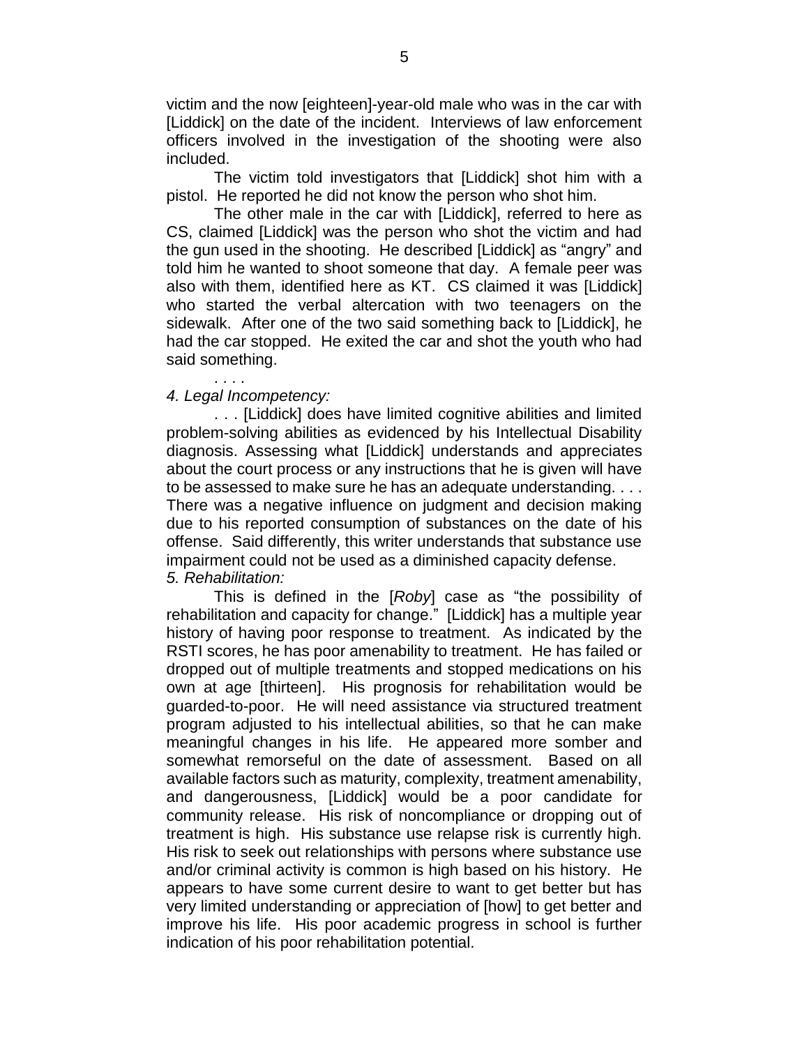victim and the now [eighteen]-year-old male who was in the car with [Liddick] on the date of the incident. Interviews of law enforcement officers involved in the investigation of the shooting were also included.

The victim told investigators that [Liddick] shot him with a pistol. He reported he did not know the person who shot him.

The other male in the car with [Liddick], referred to here as CS, claimed [Liddick] was the person who shot the victim and had the gun used in the shooting. He described [Liddick] as "angry" and told him he wanted to shoot someone that day. A female peer was also with them, identified here as KT. CS claimed it was [Liddick] who started the verbal altercation with two teenagers on the sidewalk. After one of the two said something back to [Liddick], he had the car stopped. He exited the car and shot the youth who had said something.

. . . .

*4. Legal Incompetency:*

. . . [Liddick] does have limited cognitive abilities and limited problem-solving abilities as evidenced by his Intellectual Disability diagnosis. Assessing what [Liddick] understands and appreciates about the court process or any instructions that he is given will have to be assessed to make sure he has an adequate understanding. . . . There was a negative influence on judgment and decision making due to his reported consumption of substances on the date of his offense. Said differently, this writer understands that substance use impairment could not be used as a diminished capacity defense.

*5. Rehabilitation:*

This is defined in the [*Roby*] case as "the possibility of rehabilitation and capacity for change." [Liddick] has a multiple year history of having poor response to treatment. As indicated by the RSTI scores, he has poor amenability to treatment. He has failed or dropped out of multiple treatments and stopped medications on his own at age [thirteen]. His prognosis for rehabilitation would be guarded-to-poor. He will need assistance via structured treatment program adjusted to his intellectual abilities, so that he can make meaningful changes in his life. He appeared more somber and somewhat remorseful on the date of assessment. Based on all available factors such as maturity, complexity, treatment amenability, and dangerousness, [Liddick] would be a poor candidate for community release. His risk of noncompliance or dropping out of treatment is high. His substance use relapse risk is currently high. His risk to seek out relationships with persons where substance use and/or criminal activity is common is high based on his history. He appears to have some current desire to want to get better but has very limited understanding or appreciation of [how] to get better and improve his life. His poor academic progress in school is further indication of his poor rehabilitation potential.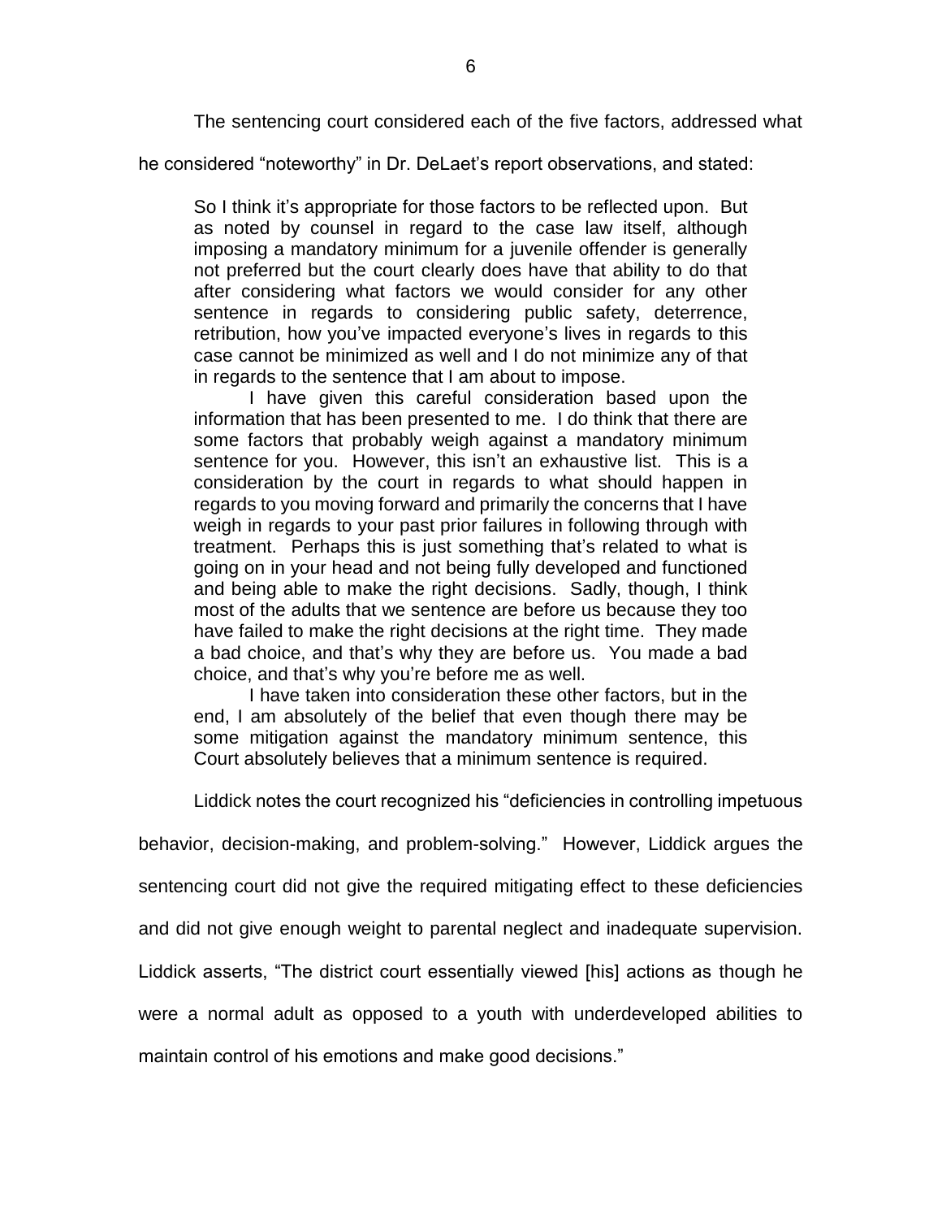The sentencing court considered each of the five factors, addressed what he considered "noteworthy" in Dr. DeLaet's report observations, and stated:

> So I think it's appropriate for those factors to be reflected upon. But as noted by counsel in regard to the case law itself, although imposing a mandatory minimum for a juvenile offender is generally not preferred but the court clearly does have that ability to do that after considering what factors we would consider for any other sentence in regards to considering public safety, deterrence, retribution, how you've impacted everyone's lives in regards to this case cannot be minimized as well and I do not minimize any of that in regards to the sentence that I am about to impose.
>
> I have given this careful consideration based upon the information that has been presented to me. I do think that there are some factors that probably weigh against a mandatory minimum sentence for you. However, this isn't an exhaustive list. This is a consideration by the court in regards to what should happen in regards to you moving forward and primarily the concerns that I have weigh in regards to your past prior failures in following through with treatment. Perhaps this is just something that's related to what is going on in your head and not being fully developed and functioned and being able to make the right decisions. Sadly, though, I think most of the adults that we sentence are before us because they too have failed to make the right decisions at the right time. They made a bad choice, and that's why they are before us. You made a bad choice, and that's why you're before me as well.
>
> I have taken into consideration these other factors, but in the end, I am absolutely of the belief that even though there may be some mitigation against the mandatory minimum sentence, this Court absolutely believes that a minimum sentence is required.

Liddick notes the court recognized his "deficiencies in controlling impetuous behavior, decision-making, and problem-solving." However, Liddick argues the sentencing court did not give the required mitigating effect to these deficiencies and did not give enough weight to parental neglect and inadequate supervision. Liddick asserts, "The district court essentially viewed [his] actions as though he were a normal adult as opposed to a youth with underdeveloped abilities to maintain control of his emotions and make good decisions."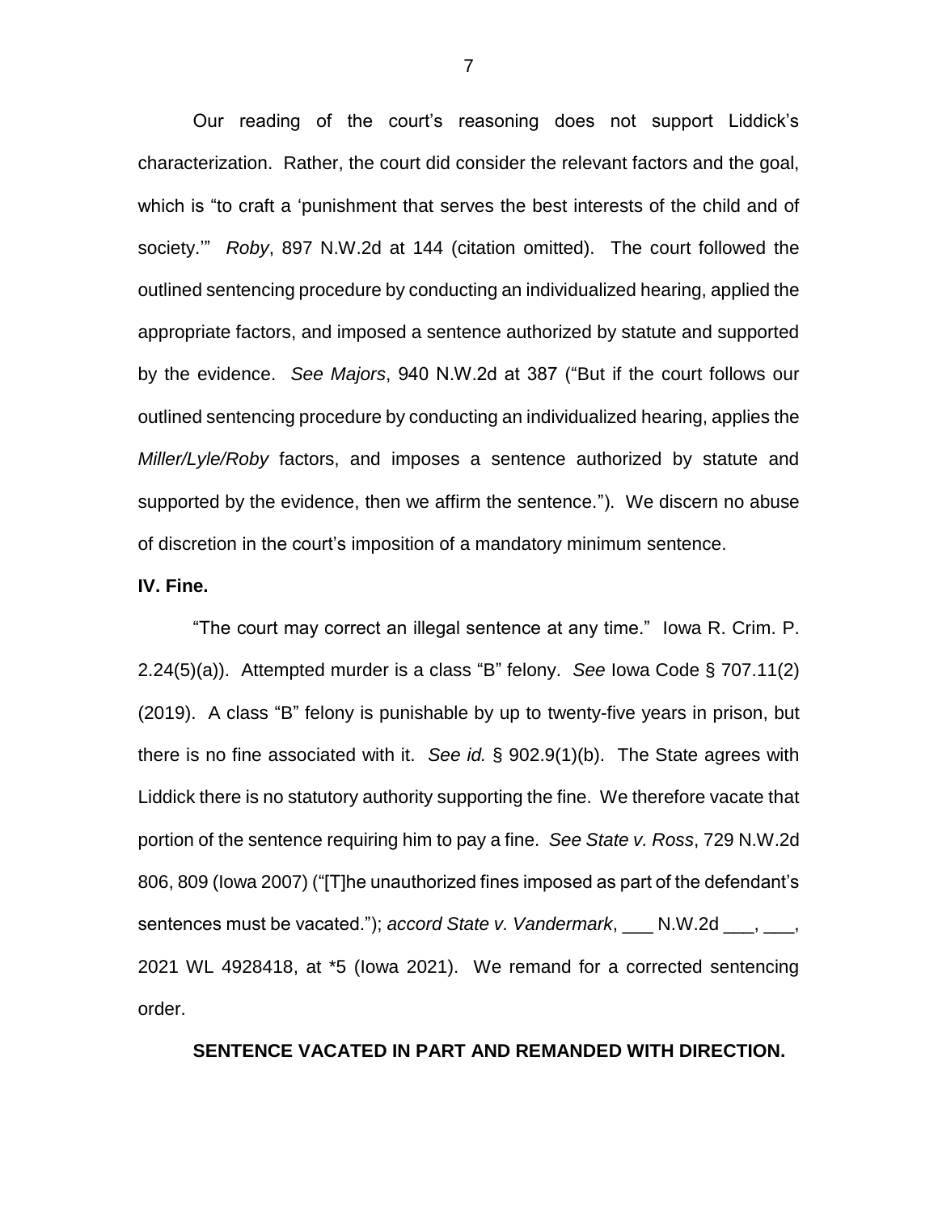Our reading of the court's reasoning does not support Liddick's characterization. Rather, the court did consider the relevant factors and the goal, which is "to craft a 'punishment that serves the best interests of the child and of society.'" *Roby*, 897 N.W.2d at 144 (citation omitted). The court followed the outlined sentencing procedure by conducting an individualized hearing, applied the appropriate factors, and imposed a sentence authorized by statute and supported by the evidence. *See Majors*, 940 N.W.2d at 387 ("But if the court follows our outlined sentencing procedure by conducting an individualized hearing, applies the *Miller/Lyle/Roby* factors, and imposes a sentence authorized by statute and supported by the evidence, then we affirm the sentence."). We discern no abuse of discretion in the court's imposition of a mandatory minimum sentence.

**IV. Fine.**

"The court may correct an illegal sentence at any time." Iowa R. Crim. P. 2.24(5)(a)). Attempted murder is a class "B" felony. *See* Iowa Code § 707.11(2) (2019). A class "B" felony is punishable by up to twenty-five years in prison, but there is no fine associated with it. *See id.* § 902.9(1)(b). The State agrees with Liddick there is no statutory authority supporting the fine. We therefore vacate that portion of the sentence requiring him to pay a fine. *See State v. Ross*, 729 N.W.2d 806, 809 (Iowa 2007) ("[T]he unauthorized fines imposed as part of the defendant's sentences must be vacated."); *accord State v. Vandermark*, ___ N.W.2d ___, ___, 2021 WL 4928418, at *5 (Iowa 2021). We remand for a corrected sentencing order.

**SENTENCE VACATED IN PART AND REMANDED WITH DIRECTION.**